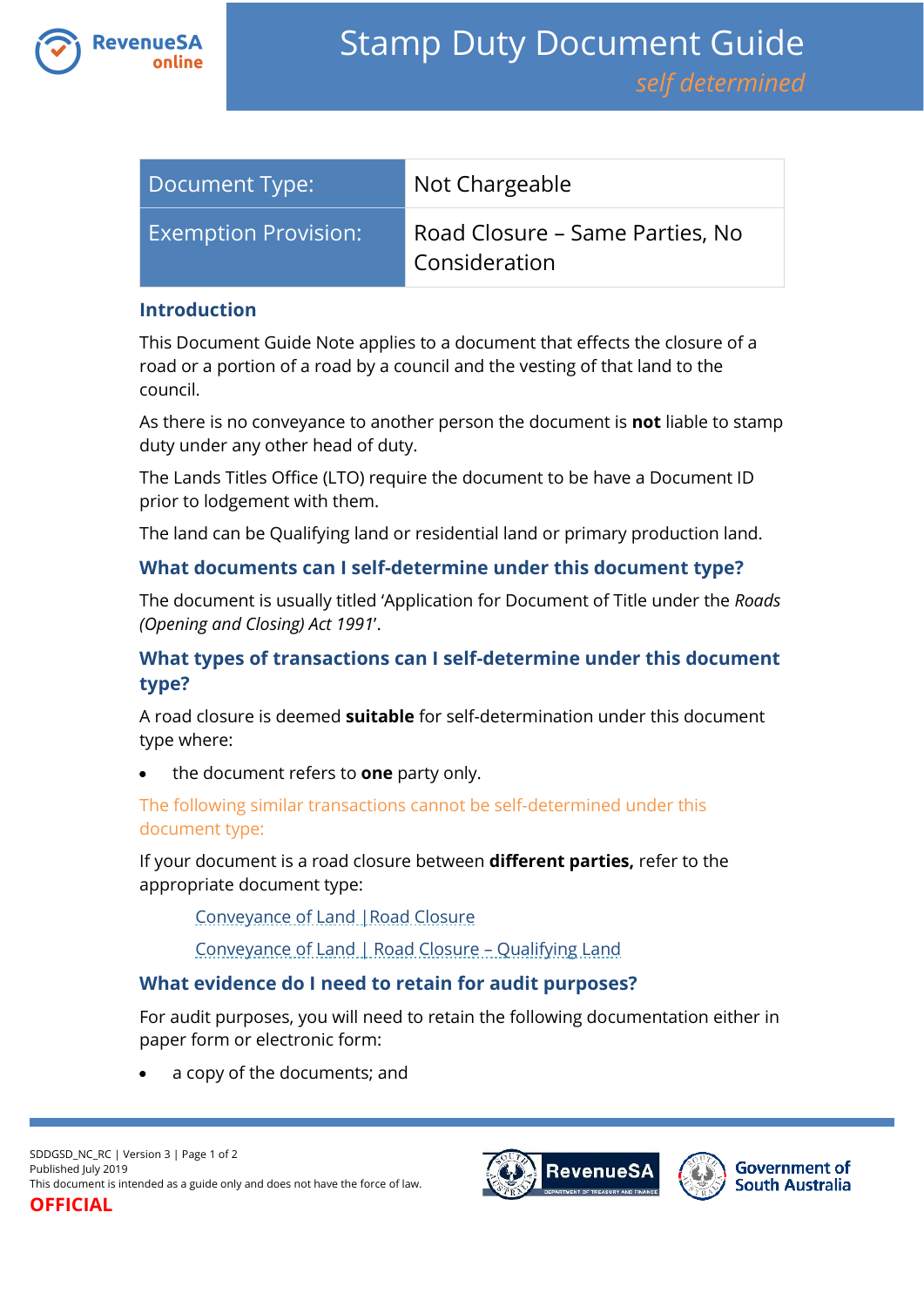# Stamp Duty Document Guide

*self determined*

| Document Type: | Not Chargeable |
|---|---|
| Exemption Provision: | Road Closure – Same Parties, No Consideration |

## Introduction

This Document Guide Note applies to a document that effects the closure of a road or a portion of a road by a council and the vesting of that land to the council.

As there is no conveyance to another person the document is **not** liable to stamp duty under any other head of duty.

The Lands Titles Office (LTO) require the document to be have a Document ID prior to lodgement with them.

The land can be Qualifying land or residential land or primary production land.

## What documents can I self-determine under this document type?

The document is usually titled 'Application for Document of Title under the *Roads (Opening and Closing) Act 1991*'.

## What types of transactions can I self-determine under this document type?

A road closure is deemed **suitable** for self-determination under this document type where:

- the document refers to **one** party only.

The following similar transactions cannot be self-determined under this document type:

If your document is a road closure between **different parties,** refer to the appropriate document type:

Conveyance of Land | Road Closure

Conveyance of Land | Road Closure – Qualifying Land

## What evidence do I need to retain for audit purposes?

For audit purposes, you will need to retain the following documentation either in paper form or electronic form:

- a copy of the documents; and

SDDGSD_NC_RC | Version 3
Published July 2019
This document is intended as a guide only and does not have the force of law.
OFFICIAL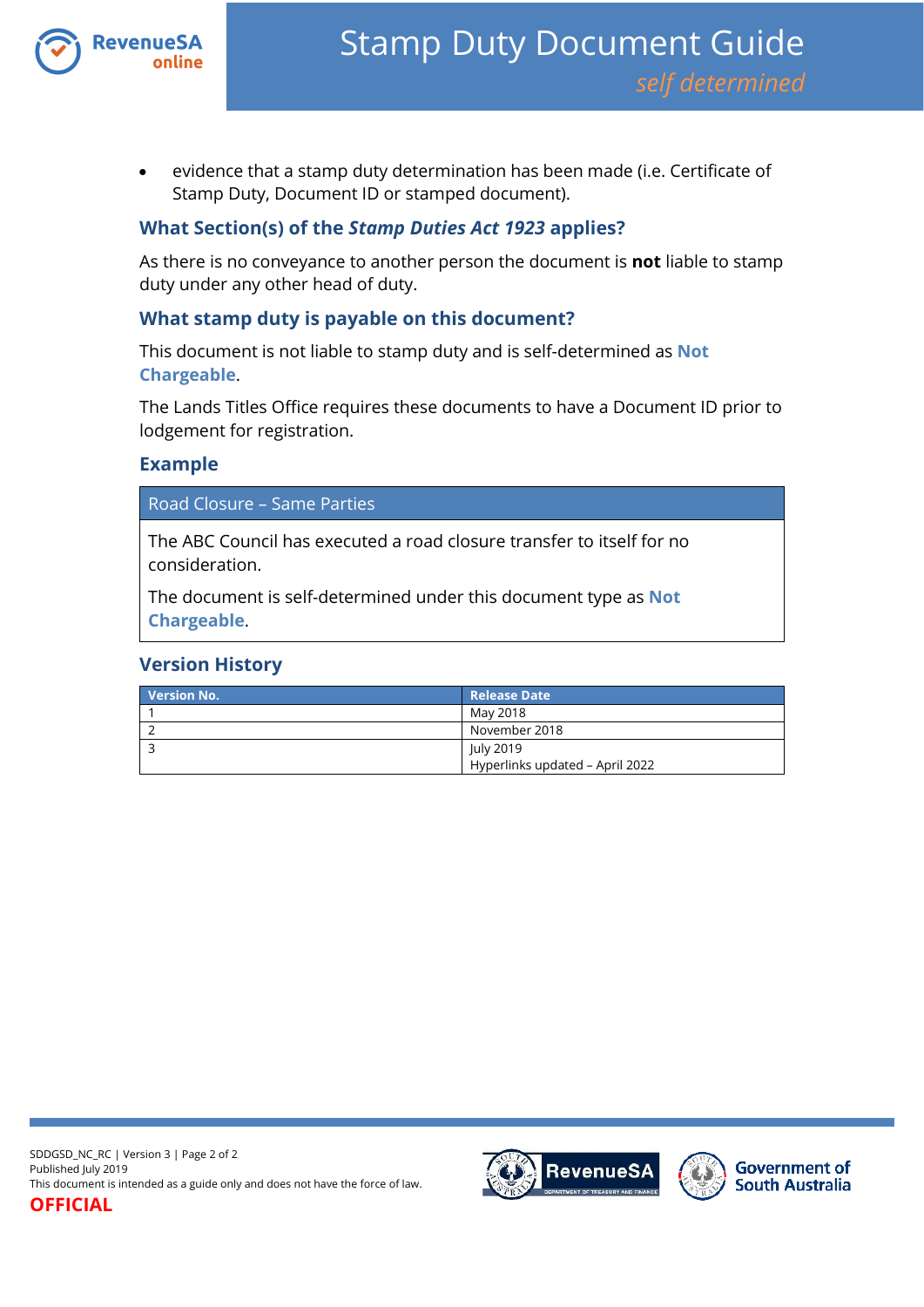- evidence that a stamp duty determination has been made (i.e. Certificate of Stamp Duty, Document ID or stamped document).

## What Section(s) of the *Stamp Duties Act 1923* applies?

As there is no conveyance to another person the document is **not** liable to stamp duty under any other head of duty.

## What stamp duty is payable on this document?

This document is not liable to stamp duty and is self-determined as **Not Chargeable**.

The Lands Titles Office requires these documents to have a Document ID prior to lodgement for registration.

## Example

| Road Closure – Same Parties |
|---|
| The ABC Council has executed a road closure transfer to itself for no consideration.<br><br>The document is self-determined under this document type as **Not Chargeable**. |

## Version History

| Version No. | Release Date |
|---|---|
| 1 | May 2018 |
| 2 | November 2018 |
| 3 | July 2019<br>Hyperlinks updated – April 2022 |

SDDGSD_NC_RC | Version 3 | Page 2 of 2
Published July 2019
This document is intended as a guide only and does not have the force of law.

**OFFICIAL**